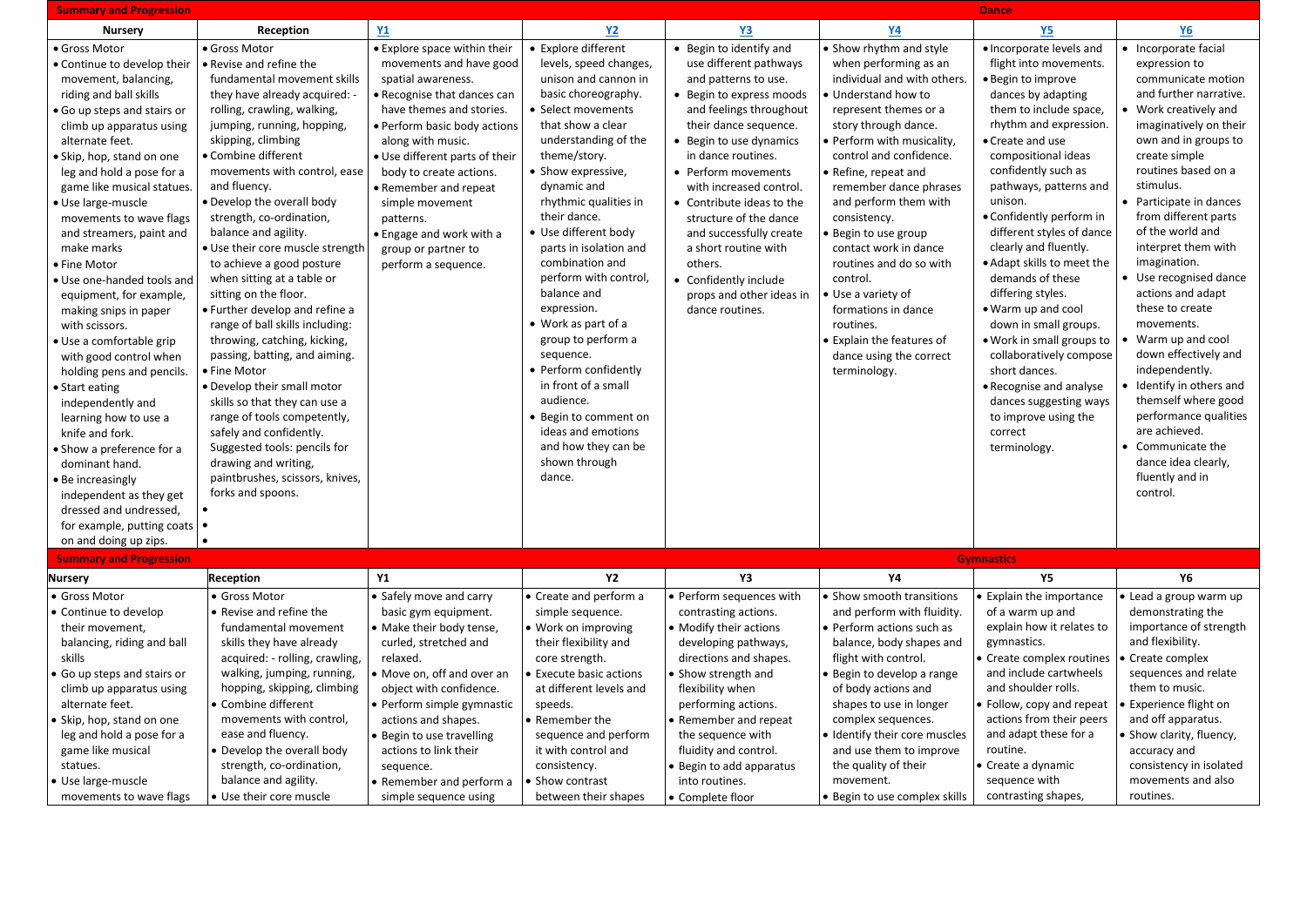## Summary and Progression — Dance

| Nursery | Reception | Y1 | Y2 | Y3 | Y4 | Y5 | Y6 |
|---|---|---|---|---|---|---|---|
| • Gross Motor<br>• Continue to develop their movement, balancing, riding and ball skills<br>• Go up steps and stairs or climb up apparatus using alternate feet.<br>• Skip, hop, stand on one leg and hold a pose for a game like musical statues.<br>• Use large-muscle movements to wave flags and streamers, paint and make marks<br>• Fine Motor<br>• Use one-handed tools and equipment, for example, making snips in paper with scissors.<br>• Use a comfortable grip with good control when holding pens and pencils.<br>• Start eating independently and learning how to use a knife and fork.<br>• Show a preference for a dominant hand.<br>• Be increasingly independent as they get dressed and undressed, for example, putting coats on and doing up zips. | • Gross Motor<br>• Revise and refine the fundamental movement skills they have already acquired: - rolling, crawling, walking, jumping, running, hopping, skipping, climbing<br>• Combine different movements with control, ease and fluency.<br>• Develop the overall body strength, co-ordination, balance and agility.<br>• Use their core muscle strength to achieve a good posture when sitting at a table or sitting on the floor.<br>• Further develop and refine a range of ball skills including: throwing, catching, kicking, passing, batting, and aiming.<br>• Fine Motor<br>• Develop their small motor skills so that they can use a range of tools competently, safely and confidently. Suggested tools: pencils for drawing and writing, paintbrushes, scissors, knives, forks and spoons. | • Explore space within their movements and have good spatial awareness.<br>• Recognise that dances can have themes and stories.<br>• Perform basic body actions along with music.<br>• Use different parts of their body to create actions.<br>• Remember and repeat simple movement patterns.<br>• Engage and work with a group or partner to perform a sequence. | • Explore different levels, speed changes, unison and cannon in basic choreography.<br>• Select movements that show a clear understanding of the theme/story.<br>• Show expressive, dynamic and rhythmic qualities in their dance.<br>• Use different body parts in isolation and combination and perform with control, balance and expression.<br>• Work as part of a group to perform a sequence.<br>• Perform confidently in front of a small audience.<br>• Begin to comment on ideas and emotions and how they can be shown through dance. | • Begin to identify and use different pathways and patterns to use.<br>• Begin to express moods and feelings throughout their dance sequence.<br>• Begin to use dynamics in dance routines.<br>• Perform movements with increased control.<br>• Contribute ideas to the structure of the dance and successfully create a short routine with others.<br>• Confidently include props and other ideas in dance routines. | • Show rhythm and style when performing as an individual and with others.<br>• Understand how to represent themes or a story through dance.<br>• Perform with musicality, control and confidence.<br>• Refine, repeat and remember dance phrases and perform them with consistency.<br>• Begin to use group contact work in dance routines and do so with control.<br>• Use a variety of formations in dance routines.<br>• Explain the features of dance using the correct terminology. | • Incorporate levels and flight into movements.<br>• Begin to improve dances by adapting them to include space, rhythm and expression.<br>• Create and use compositional ideas confidently such as pathways, patterns and unison.<br>• Confidently perform in different styles of dance clearly and fluently.<br>• Adapt skills to meet the demands of these differing styles.<br>• Warm up and cool down in small groups.<br>• Work in small groups to collaboratively compose short dances.<br>• Recognise and analyse dances suggesting ways to improve using the correct terminology. | • Incorporate facial expression to communicate motion and further narrative.<br>• Work creatively and imaginatively on their own and in groups to create simple routines based on a stimulus.<br>• Participate in dances from different parts of the world and interpret them with imagination.<br>• Use recognised dance actions and adapt these to create movements.<br>• Warm up and cool down effectively and independently.<br>• Identify in others and themself where good performance qualities are achieved.<br>• Communicate the dance idea clearly, fluently and in control. |

## Summary and Progression — Gymnastics

| Nursery | Reception | Y1 | Y2 | Y3 | Y4 | Y5 | Y6 |
|---|---|---|---|---|---|---|---|
| • Gross Motor<br>• Continue to develop their movement, balancing, riding and ball skills<br>• Go up steps and stairs or climb up apparatus using alternate feet.<br>• Skip, hop, stand on one leg and hold a pose for a game like musical statues.<br>• Use large-muscle movements to wave flags | • Gross Motor<br>• Revise and refine the fundamental movement skills they have already acquired: - rolling, crawling, walking, jumping, running, hopping, skipping, climbing<br>• Combine different movements with control, ease and fluency.<br>• Develop the overall body strength, co-ordination, balance and agility.<br>• Use their core muscle | • Safely move and carry basic gym equipment.<br>• Make their body tense, curled, stretched and relaxed.<br>• Move on, off and over an object with confidence.<br>• Perform simple gymnastic actions and shapes.<br>• Begin to use travelling actions to link their sequence.<br>• Remember and perform a simple sequence using | • Create and perform a simple sequence.<br>• Work on improving their flexibility and core strength.<br>• Execute basic actions at different levels and speeds.<br>• Remember the sequence and perform it with control and consistency.<br>• Show contrast between their shapes | • Perform sequences with contrasting actions.<br>• Modify their actions developing pathways, directions and shapes.<br>• Show strength and flexibility when performing actions.<br>• Remember and repeat the sequence with fluidity and control.<br>• Begin to add apparatus into routines.<br>• Complete floor | • Show smooth transitions and perform with fluidity.<br>• Perform actions such as balance, body shapes and flight with control.<br>• Begin to develop a range of body actions and shapes to use in longer complex sequences.<br>• Identify their core muscles and use them to improve the quality of their movement.<br>• Begin to use complex skills | • Explain the importance of a warm up and explain how it relates to gymnastics.<br>• Create complex routines and include cartwheels and shoulder rolls.<br>• Follow, copy and repeat actions from their peers and adapt these for a routine.<br>• Create a dynamic sequence with contrasting shapes, | • Lead a group warm up demonstrating the importance of strength and flexibility.<br>• Create complex sequences and relate them to music.<br>• Experience flight on and off apparatus.<br>• Show clarity, fluency, accuracy and consistency in isolated movements and also routines. |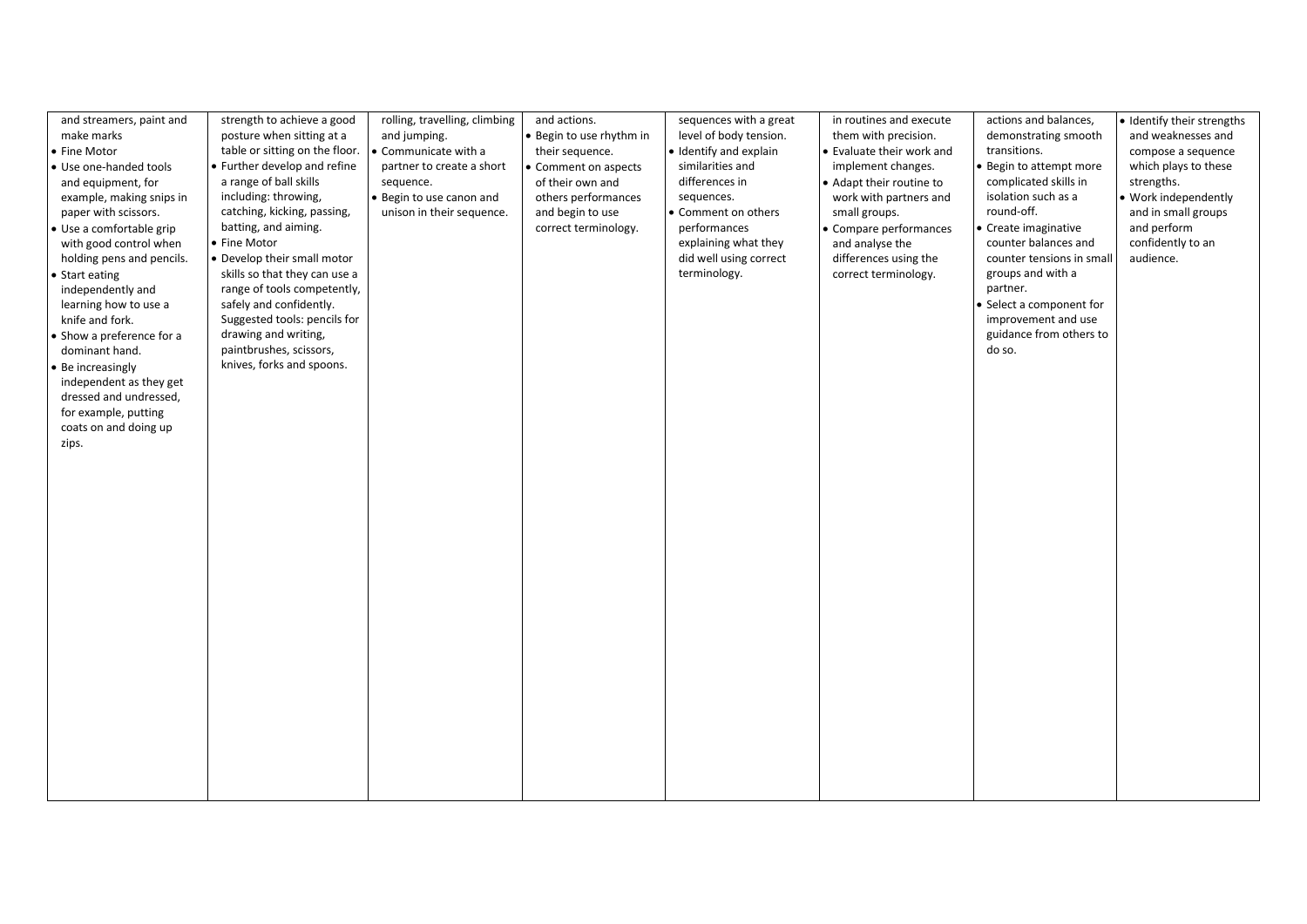| | | | | | | | |
|---|---|---|---|---|---|---|---|
| and streamers, paint and make marks<br>• Fine Motor<br>• Use one-handed tools and equipment, for example, making snips in paper with scissors.<br>• Use a comfortable grip with good control when holding pens and pencils.<br>• Start eating independently and learning how to use a knife and fork.<br>• Show a preference for a dominant hand.<br>• Be increasingly independent as they get dressed and undressed, for example, putting coats on and doing up zips. | strength to achieve a good posture when sitting at a table or sitting on the floor.<br>• Further develop and refine a range of ball skills including: throwing, catching, kicking, passing, batting, and aiming.<br>• Fine Motor<br>• Develop their small motor skills so that they can use a range of tools competently, safely and confidently. Suggested tools: pencils for drawing and writing, paintbrushes, scissors, knives, forks and spoons. | rolling, travelling, climbing and jumping.<br>• Communicate with a partner to create a short sequence.<br>• Begin to use canon and unison in their sequence. | and actions.<br>• Begin to use rhythm in their sequence.<br>• Comment on aspects of their own and others performances and begin to use correct terminology. | sequences with a great level of body tension.<br>• Identify and explain similarities and differences in sequences.<br>• Comment on others performances explaining what they did well using correct terminology. | in routines and execute them with precision.<br>• Evaluate their work and implement changes.<br>• Adapt their routine to work with partners and small groups.<br>• Compare performances and analyse the differences using the correct terminology. | actions and balances, demonstrating smooth transitions.<br>• Begin to attempt more complicated skills in isolation such as a round-off.<br>• Create imaginative counter balances and counter tensions in small groups and with a partner.<br>• Select a component for improvement and use guidance from others to do so. | • Identify their strengths and weaknesses and compose a sequence which plays to these strengths.<br>• Work independently and in small groups and perform confidently to an audience. |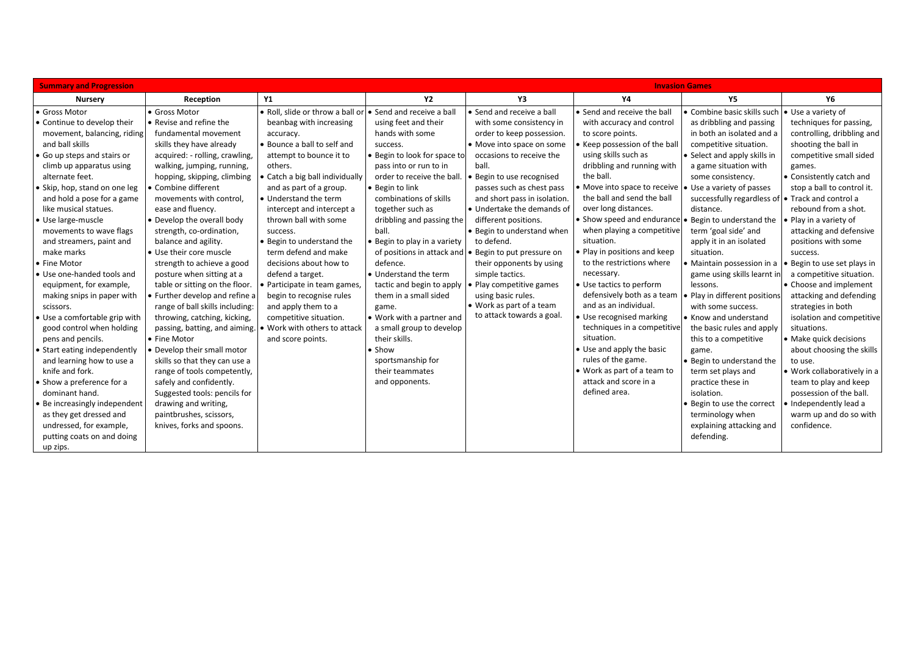| Summary and Progression | | | | | Invasion Games | | |
|---|---|---|---|---|---|---|---|
| **Nursery** | **Reception** | **Y1** | **Y2** | **Y3** | **Y4** | **Y5** | **Y6** |
| • Gross Motor<br>• Continue to develop their movement, balancing, riding and ball skills<br>• Go up steps and stairs or climb up apparatus using alternate feet.<br>• Skip, hop, stand on one leg and hold a pose for a game like musical statues.<br>• Use large-muscle movements to wave flags and streamers, paint and make marks<br>• Fine Motor<br>• Use one-handed tools and equipment, for example, making snips in paper with scissors.<br>• Use a comfortable grip with good control when holding pens and pencils.<br>• Start eating independently and learning how to use a knife and fork.<br>• Show a preference for a dominant hand.<br>• Be increasingly independent as they get dressed and undressed, for example, putting coats on and doing up zips. | • Gross Motor<br>• Revise and refine the fundamental movement skills they have already acquired: - rolling, crawling, walking, jumping, running, hopping, skipping, climbing<br>• Combine different movements with control, ease and fluency.<br>• Develop the overall body strength, co-ordination, balance and agility.<br>• Use their core muscle strength to achieve a good posture when sitting at a table or sitting on the floor.<br>• Further develop and refine a range of ball skills including: throwing, catching, kicking, passing, batting, and aiming.<br>• Fine Motor<br>• Develop their small motor skills so that they can use a range of tools competently, safely and confidently. Suggested tools: pencils for drawing and writing, paintbrushes, scissors, knives, forks and spoons. | • Roll, slide or throw a ball or beanbag with increasing accuracy.<br>• Bounce a ball to self and attempt to bounce it to others.<br>• Catch a big ball individually and as part of a group.<br>• Understand the term intercept and intercept a thrown ball with some success.<br>• Begin to understand the term defend and make decisions about how to defend a target.<br>• Participate in team games, begin to recognise rules and apply them to a competitive situation.<br>• Work with others to attack and score points. | • Send and receive a ball using feet and their hands with some success.<br>• Begin to look for space to pass into or run to in order to receive the ball.<br>• Begin to link combinations of skills together such as dribbling and passing the ball.<br>• Begin to play in a variety of positions in attack and defence.<br>• Understand the term tactic and begin to apply them in a small sided game.<br>• Work with a partner and a small group to develop their skills.<br>• Show sportsmanship for their teammates and opponents. | • Send and receive a ball with some consistency in order to keep possession.<br>• Move into space on some occasions to receive the ball.<br>• Begin to use recognised passes such as chest pass and short pass in isolation.<br>• Undertake the demands of different positions.<br>• Begin to understand when to defend.<br>• Begin to put pressure on their opponents by using simple tactics.<br>• Play competitive games using basic rules.<br>• Work as part of a team to attack towards a goal. | • Send and receive the ball with accuracy and control to score points.<br>• Keep possession of the ball using skills such as dribbling and running with the ball.<br>• Move into space to receive the ball and send the ball over long distances.<br>• Show speed and endurance when playing a competitive situation.<br>• Play in positions and keep to the restrictions where necessary.<br>• Use tactics to perform defensively both as a team and as an individual.<br>• Use recognised marking techniques in a competitive situation.<br>• Use and apply the basic rules of the game.<br>• Work as part of a team to attack and score in a defined area. | • Combine basic skills such as dribbling and passing in both an isolated and a competitive situation.<br>• Select and apply skills in a game situation with some consistency.<br>• Use a variety of passes successfully regardless of distance.<br>• Begin to understand the term 'goal side' and apply it in an isolated situation.<br>• Maintain possession in a game using skills learnt in lessons.<br>• Play in different positions with some success.<br>• Know and understand the basic rules and apply this to a competitive game.<br>• Begin to understand the term set plays and practice these in isolation.<br>• Begin to use the correct terminology when explaining attacking and defending. | • Use a variety of techniques for passing, controlling, dribbling and shooting the ball in competitive small sided games.<br>• Consistently catch and stop a ball to control it.<br>• Track and control a rebound from a shot.<br>• Play in a variety of attacking and defensive positions with some success.<br>• Begin to use set plays in a competitive situation.<br>• Choose and implement attacking and defending strategies in both isolation and competitive situations.<br>• Make quick decisions about choosing the skills to use.<br>• Work collaboratively in a team to play and keep possession of the ball.<br>• Independently lead a warm up and do so with confidence. |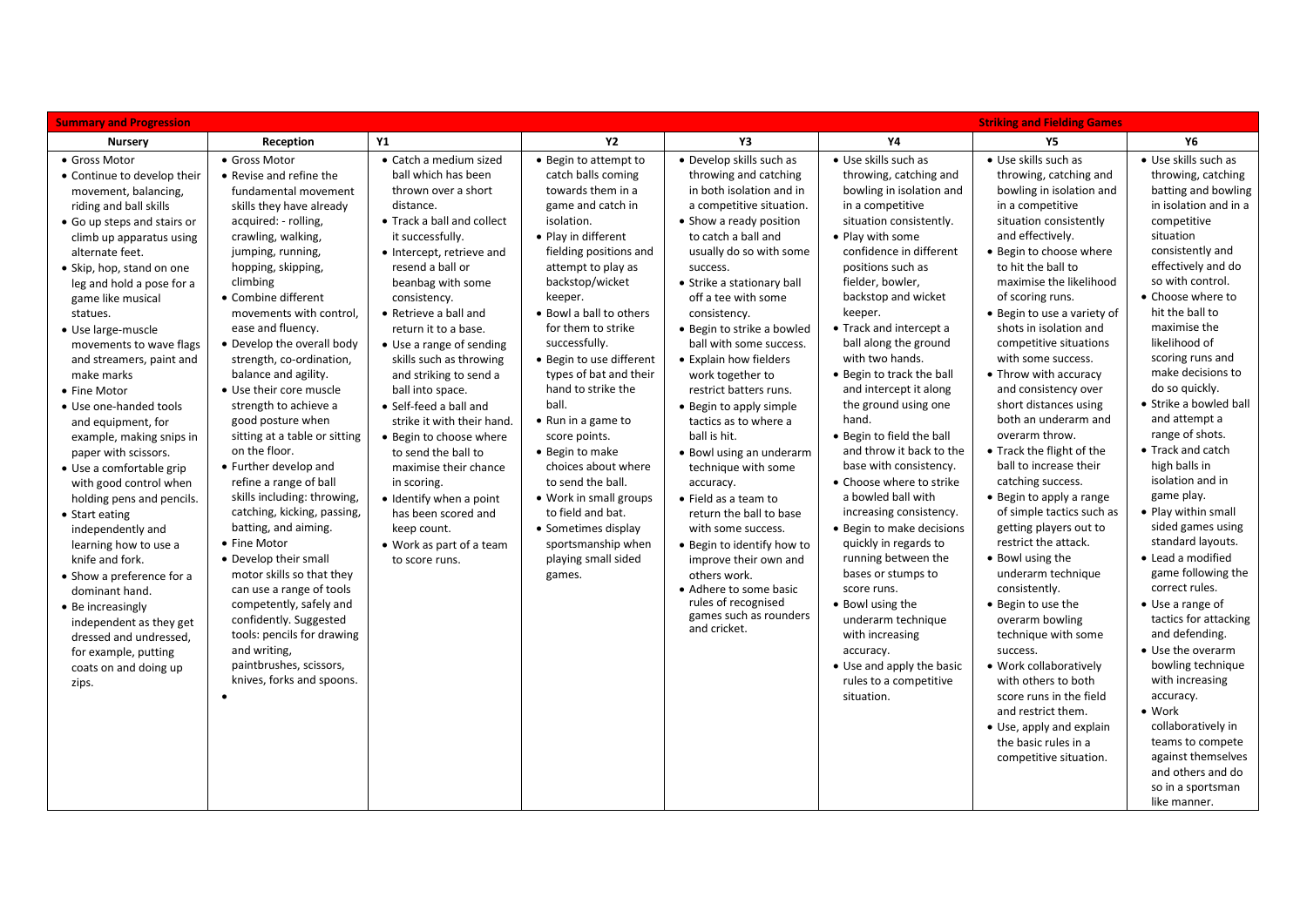| Summary and Progression | | | | | | Striking and Fielding Games | |
|---|---|---|---|---|---|---|---|
| **Nursery** | **Reception** | **Y1** | **Y2** | **Y3** | **Y4** | **Y5** | **Y6** |
| • Gross Motor<br>• Continue to develop their movement, balancing, riding and ball skills<br>• Go up steps and stairs or climb up apparatus using alternate feet.<br>• Skip, hop, stand on one leg and hold a pose for a game like musical statues.<br>• Use large-muscle movements to wave flags and streamers, paint and make marks<br>• Fine Motor<br>• Use one-handed tools and equipment, for example, making snips in paper with scissors.<br>• Use a comfortable grip with good control when holding pens and pencils.<br>• Start eating independently and learning how to use a knife and fork.<br>• Show a preference for a dominant hand.<br>• Be increasingly independent as they get dressed and undressed, for example, putting coats on and doing up zips. | • Gross Motor<br>• Revise and refine the fundamental movement skills they have already acquired: - rolling, crawling, walking, jumping, running, hopping, skipping, climbing<br>• Combine different movements with control, ease and fluency.<br>• Develop the overall body strength, co-ordination, balance and agility.<br>• Use their core muscle strength to achieve a good posture when sitting at a table or sitting on the floor.<br>• Further develop and refine a range of ball skills including: throwing, catching, kicking, passing, batting, and aiming.<br>• Fine Motor<br>• Develop their small motor skills so that they can use a range of tools competently, safely and confidently. Suggested tools: pencils for drawing and writing, paintbrushes, scissors, knives, forks and spoons.<br>• | • Catch a medium sized ball which has been thrown over a short distance.<br>• Track a ball and collect it successfully.<br>• Intercept, retrieve and resend a ball or beanbag with some consistency.<br>• Retrieve a ball and return it to a base.<br>• Use a range of sending skills such as throwing and striking to send a ball into space.<br>• Self-feed a ball and strike it with their hand.<br>• Begin to choose where to send the ball to maximise their chance in scoring.<br>• Identify when a point has been scored and keep count.<br>• Work as part of a team to score runs. | • Begin to attempt to catch balls coming towards them in a game and catch in isolation.<br>• Play in different fielding positions and attempt to play as backstop/wicket keeper.<br>• Bowl a ball to others for them to strike successfully.<br>• Begin to use different types of bat and their hand to strike the ball.<br>• Run in a game to score points.<br>• Begin to make choices about where to send the ball.<br>• Work in small groups to field and bat.<br>• Sometimes display sportsmanship when playing small sided games. | • Develop skills such as throwing and catching in both isolation and in a competitive situation.<br>• Show a ready position to catch a ball and usually do so with some success.<br>• Strike a stationary ball off a tee with some consistency.<br>• Begin to strike a bowled ball with some success.<br>• Explain how fielders work together to restrict batters runs.<br>• Begin to apply simple tactics as to where a ball is hit.<br>• Bowl using an underarm technique with some accuracy.<br>• Field as a team to return the ball to base with some success.<br>• Begin to identify how to improve their own and others work.<br>• Adhere to some basic rules of recognised games such as rounders and cricket. | • Use skills such as throwing, catching and bowling in isolation and in a competitive situation consistently.<br>• Play with some confidence in different positions such as fielder, bowler, backstop and wicket keeper.<br>• Track and intercept a ball along the ground with two hands.<br>• Begin to track the ball and intercept it along the ground using one hand.<br>• Begin to field the ball and throw it back to the base with consistency.<br>• Choose where to strike a bowled ball with increasing consistency.<br>• Begin to make decisions quickly in regards to running between the bases or stumps to score runs.<br>• Bowl using the underarm technique with increasing accuracy.<br>• Use and apply the basic rules to a competitive situation. | • Use skills such as throwing, catching and bowling in isolation and in a competitive situation consistently and effectively.<br>• Begin to choose where to hit the ball to maximise the likelihood of scoring runs.<br>• Begin to use a variety of shots in isolation and competitive situations with some success.<br>• Throw with accuracy and consistency over short distances using both an underarm and overarm throw.<br>• Track the flight of the ball to increase their catching success.<br>• Begin to apply a range of simple tactics such as getting players out to restrict the attack.<br>• Bowl using the underarm technique consistently.<br>• Begin to use the overarm bowling technique with some success.<br>• Work collaboratively with others to both score runs in the field and restrict them.<br>• Use, apply and explain the basic rules in a competitive situation. | • Use skills such as throwing, catching batting and bowling in isolation and in a competitive situation consistently and effectively and do so with control.<br>• Choose where to hit the ball to maximise the likelihood of scoring runs and make decisions to do so quickly.<br>• Strike a bowled ball and attempt a range of shots.<br>• Track and catch high balls in isolation and in game play.<br>• Play within small sided games using standard layouts.<br>• Lead a modified game following the correct rules.<br>• Use a range of tactics for attacking and defending.<br>• Use the overarm bowling technique with increasing accuracy.<br>• Work collaboratively in teams to compete against themselves and others and do so in a sportsman like manner. |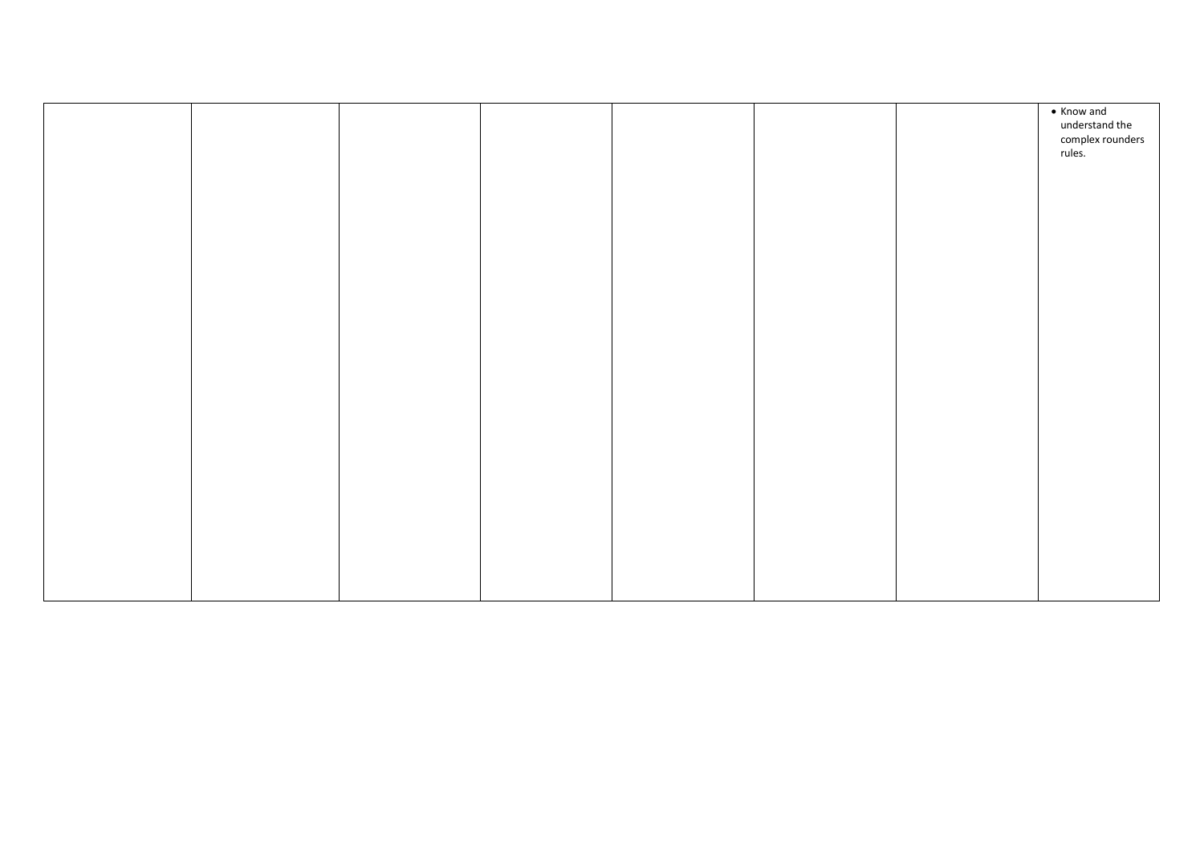| | | | | | | | |
|---|---|---|---|---|---|---|---|
| | | | | | | | • Know and understand the complex rounders rules. |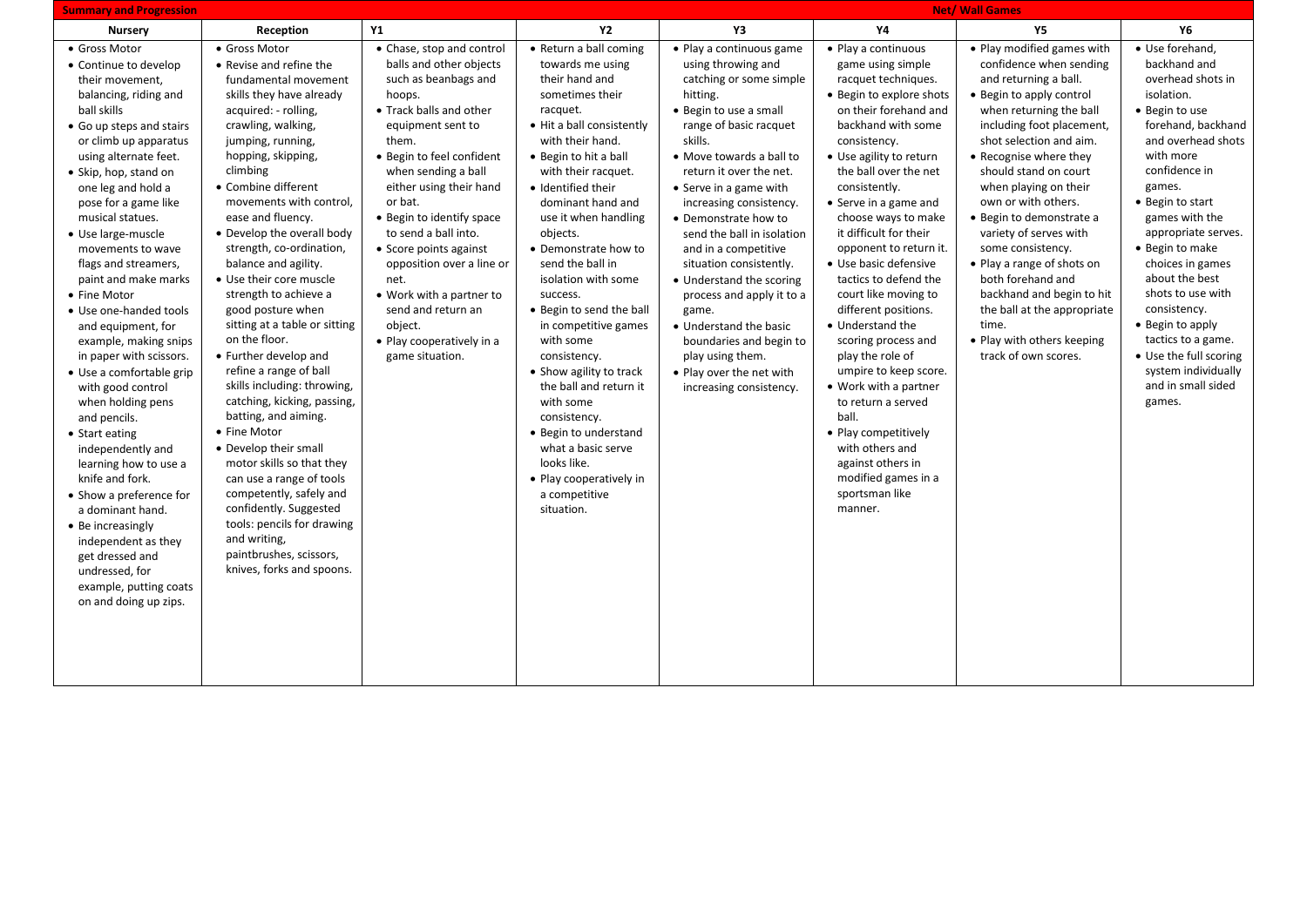| Summary and Progression | | | | | Net/ Wall Games | | |
|---|---|---|---|---|---|---|---|
| **Nursery** | **Reception** | **Y1** | **Y2** | **Y3** | **Y4** | **Y5** | **Y6** |
| • Gross Motor<br>• Continue to develop their movement, balancing, riding and ball skills<br>• Go up steps and stairs or climb up apparatus using alternate feet.<br>• Skip, hop, stand on one leg and hold a pose for a game like musical statues.<br>• Use large-muscle movements to wave flags and streamers, paint and make marks<br>• Fine Motor<br>• Use one-handed tools and equipment, for example, making snips in paper with scissors.<br>• Use a comfortable grip with good control when holding pens and pencils.<br>• Start eating independently and learning how to use a knife and fork.<br>• Show a preference for a dominant hand.<br>• Be increasingly independent as they get dressed and undressed, for example, putting coats on and doing up zips. | • Gross Motor<br>• Revise and refine the fundamental movement skills they have already acquired: - rolling, crawling, walking, jumping, running, hopping, skipping, climbing<br>• Combine different movements with control, ease and fluency.<br>• Develop the overall body strength, co-ordination, balance and agility.<br>• Use their core muscle strength to achieve a good posture when sitting at a table or sitting on the floor.<br>• Further develop and refine a range of ball skills including: throwing, catching, kicking, passing, batting, and aiming.<br>• Fine Motor<br>• Develop their small motor skills so that they can use a range of tools competently, safely and confidently. Suggested tools: pencils for drawing and writing, paintbrushes, scissors, knives, forks and spoons. | • Chase, stop and control balls and other objects such as beanbags and hoops.<br>• Track balls and other equipment sent to them.<br>• Begin to feel confident when sending a ball either using their hand or bat.<br>• Begin to identify space to send a ball into.<br>• Score points against opposition over a line or net.<br>• Work with a partner to send and return an object.<br>• Play cooperatively in a game situation. | • Return a ball coming towards me using their hand and sometimes their racquet.<br>• Hit a ball consistently with their hand.<br>• Begin to hit a ball with their racquet.<br>• Identified their dominant hand and use it when handling objects.<br>• Demonstrate how to send the ball in isolation with some success.<br>• Begin to send the ball in competitive games with some consistency.<br>• Show agility to track the ball and return it with some consistency.<br>• Begin to understand what a basic serve looks like.<br>• Play cooperatively in a competitive situation. | • Play a continuous game using throwing and catching or some simple hitting.<br>• Begin to use a small range of basic racquet skills.<br>• Move towards a ball to return it over the net.<br>• Serve in a game with increasing consistency.<br>• Demonstrate how to send the ball in isolation and in a competitive situation consistently.<br>• Understand the scoring process and apply it to a game.<br>• Understand the basic boundaries and begin to play using them.<br>• Play over the net with increasing consistency. | • Play a continuous game using simple racquet techniques.<br>• Begin to explore shots on their forehand and backhand with some consistency.<br>• Use agility to return the ball over the net consistently.<br>• Serve in a game and choose ways to make it difficult for their opponent to return it.<br>• Use basic defensive tactics to defend the court like moving to different positions.<br>• Understand the scoring process and play the role of umpire to keep score.<br>• Work with a partner to return a served ball.<br>• Play competitively with others and against others in modified games in a sportsman like manner. | • Play modified games with confidence when sending and returning a ball.<br>• Begin to apply control when returning the ball including foot placement, shot selection and aim.<br>• Recognise where they should stand on court when playing on their own or with others.<br>• Begin to demonstrate a variety of serves with some consistency.<br>• Play a range of shots on both forehand and backhand and begin to hit the ball at the appropriate time.<br>• Play with others keeping track of own scores. | • Use forehand, backhand and overhead shots in isolation.<br>• Begin to use forehand, backhand and overhead shots with more confidence in games.<br>• Begin to start games with the appropriate serves.<br>• Begin to make choices in games about the best shots to use with consistency.<br>• Begin to apply tactics to a game.<br>• Use the full scoring system individually and in small sided games. |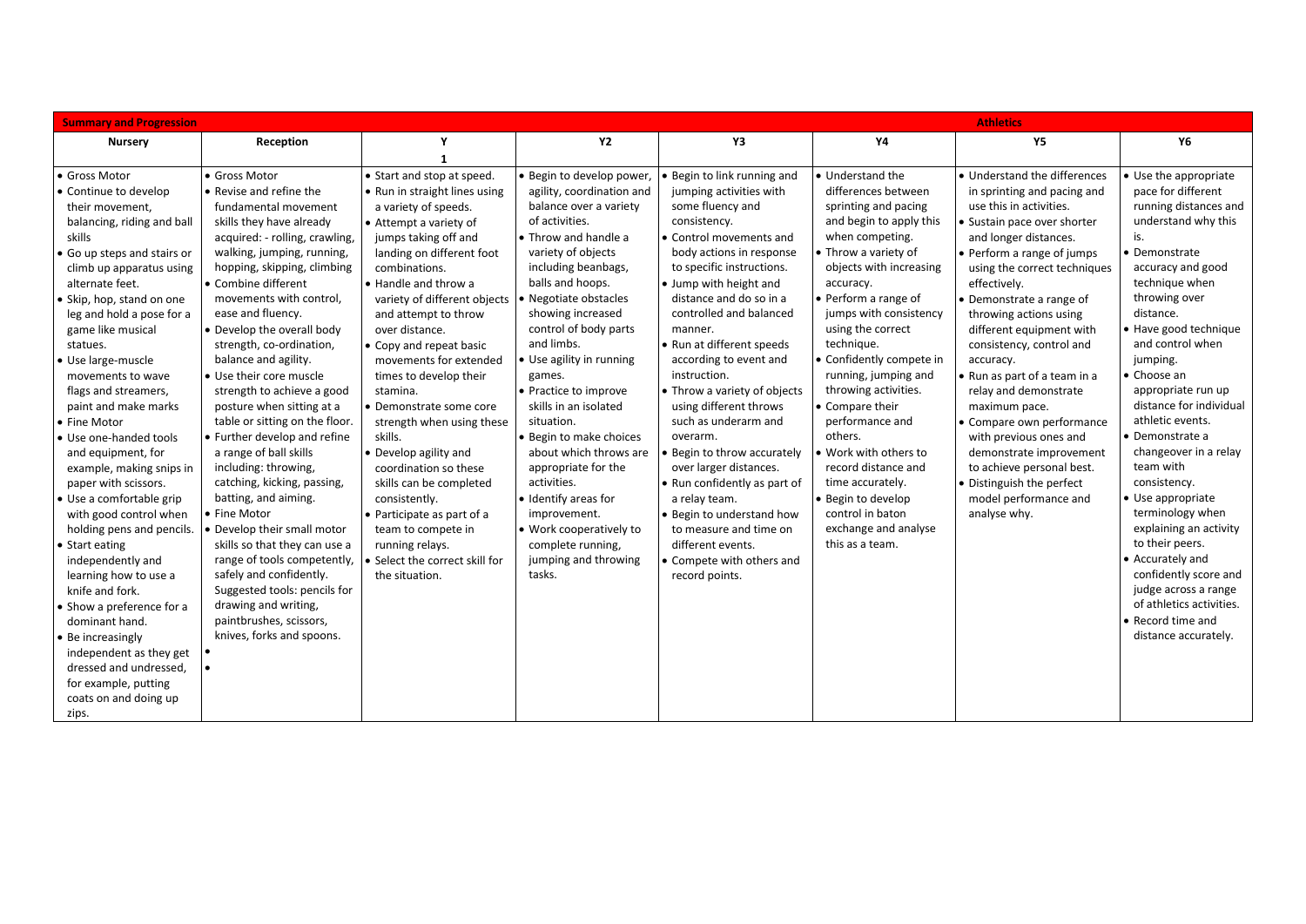| Summary and Progression | | | | | | Athletics | | |
|---|---|---|---|---|---|---|---|---|
| **Nursery** | **Reception** | **Y 1** | **Y2** | **Y3** | **Y4** | **Y5** | **Y6** |
| • Gross Motor<br>• Continue to develop their movement, balancing, riding and ball skills<br>• Go up steps and stairs or climb up apparatus using alternate feet.<br>• Skip, hop, stand on one leg and hold a pose for a game like musical statues.<br>• Use large-muscle movements to wave flags and streamers, paint and make marks<br>• Fine Motor<br>• Use one-handed tools and equipment, for example, making snips in paper with scissors.<br>• Use a comfortable grip with good control when holding pens and pencils.<br>• Start eating independently and learning how to use a knife and fork.<br>• Show a preference for a dominant hand.<br>• Be increasingly independent as they get dressed and undressed, for example, putting coats on and doing up zips. | • Gross Motor<br>• Revise and refine the fundamental movement skills they have already acquired: - rolling, crawling, walking, jumping, running, hopping, skipping, climbing<br>• Combine different movements with control, ease and fluency.<br>• Develop the overall body strength, co-ordination, balance and agility.<br>• Use their core muscle strength to achieve a good posture when sitting at a table or sitting on the floor.<br>• Further develop and refine a range of ball skills including: throwing, catching, kicking, passing, batting, and aiming.<br>• Fine Motor<br>• Develop their small motor skills so that they can use a range of tools competently, safely and confidently. Suggested tools: pencils for drawing and writing, paintbrushes, scissors, knives, forks and spoons.<br>•<br>• | • Start and stop at speed.<br>• Run in straight lines using a variety of speeds.<br>• Attempt a variety of jumps taking off and landing on different foot combinations.<br>• Handle and throw a variety of different objects and attempt to throw over distance.<br>• Copy and repeat basic movements for extended times to develop their stamina.<br>• Demonstrate some core strength when using these skills.<br>• Develop agility and coordination so these skills can be completed consistently.<br>• Participate as part of a team to compete in running relays.<br>• Select the correct skill for the situation. | • Begin to develop power, agility, coordination and balance over a variety of activities.<br>• Throw and handle a variety of objects including beanbags, balls and hoops.<br>• Negotiate obstacles showing increased control of body parts and limbs.<br>• Use agility in running games.<br>• Practice to improve skills in an isolated situation.<br>• Begin to make choices about which throws are appropriate for the activities.<br>• Identify areas for improvement.<br>• Work cooperatively to complete running, jumping and throwing tasks. | • Begin to link running and jumping activities with some fluency and consistency.<br>• Control movements and body actions in response to specific instructions.<br>• Jump with height and distance and do so in a controlled and balanced manner.<br>• Run at different speeds according to event and instruction.<br>• Throw a variety of objects using different throws such as underarm and overarm.<br>• Begin to throw accurately over larger distances.<br>• Run confidently as part of a relay team.<br>• Begin to understand how to measure and time on different events.<br>• Compete with others and record points. | • Understand the differences between sprinting and pacing and begin to apply this when competing.<br>• Throw a variety of objects with increasing accuracy.<br>• Perform a range of jumps with consistency using the correct technique.<br>• Confidently compete in running, jumping and throwing activities.<br>• Compare their performance and others.<br>• Work with others to record distance and time accurately.<br>• Begin to develop control in baton exchange and analyse this as a team. | • Understand the differences in sprinting and pacing and use this in activities.<br>• Sustain pace over shorter and longer distances.<br>• Perform a range of jumps using the correct techniques effectively.<br>• Demonstrate a range of throwing actions using different equipment with consistency, control and accuracy.<br>• Run as part of a team in a relay and demonstrate maximum pace.<br>• Compare own performance with previous ones and demonstrate improvement to achieve personal best.<br>• Distinguish the perfect model performance and analyse why. | • Use the appropriate pace for different running distances and understand why this is.<br>• Demonstrate accuracy and good technique when throwing over distance.<br>• Have good technique and control when jumping.<br>• Choose an appropriate run up distance for individual athletic events.<br>• Demonstrate a changeover in a relay team with consistency.<br>• Use appropriate terminology when explaining an activity to their peers.<br>• Accurately and confidently score and judge across a range of athletics activities.<br>• Record time and distance accurately. |